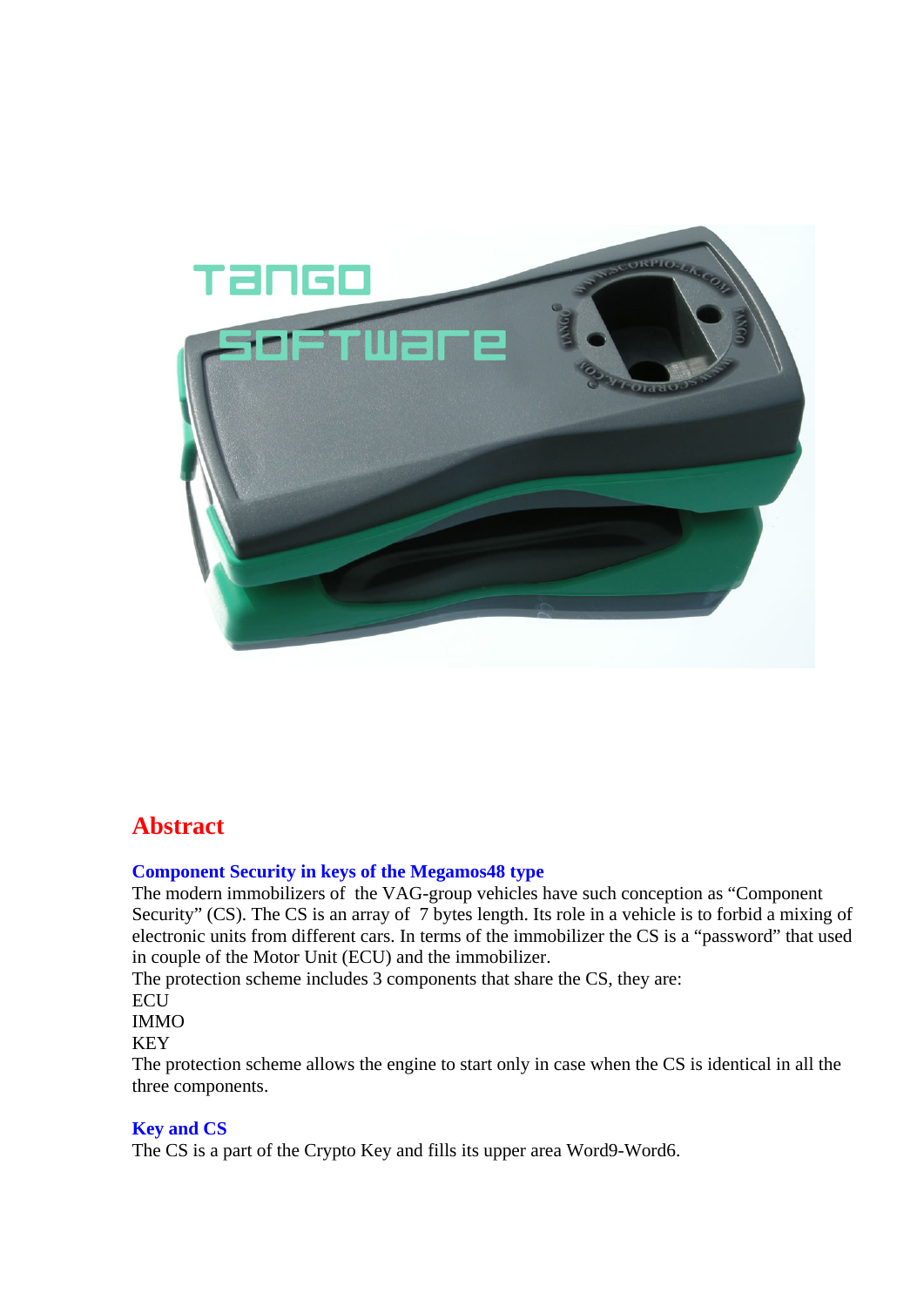# Abstract

### Component Security in keys of the Megamos48 type

The modern immobilizers of the VAG-group vehicles have such conception as “Component Security” (CS). The CS is an array of 7 bytes length. Its role in a vehicle is to forbid a mixing of electronic units from different cars. In terms of the immobilizer the CS is a “password” that used in couple of the Motor Unit (ECU) and the immobilizer.

The protection scheme includes 3 components that share the CS, they are:

ECU
IMMO
KEY

The protection scheme allows the engine to start only in case when the CS is identical in all the three components.

### Key and CS

The CS is a part of the Crypto Key and fills its upper area Word9-Word6.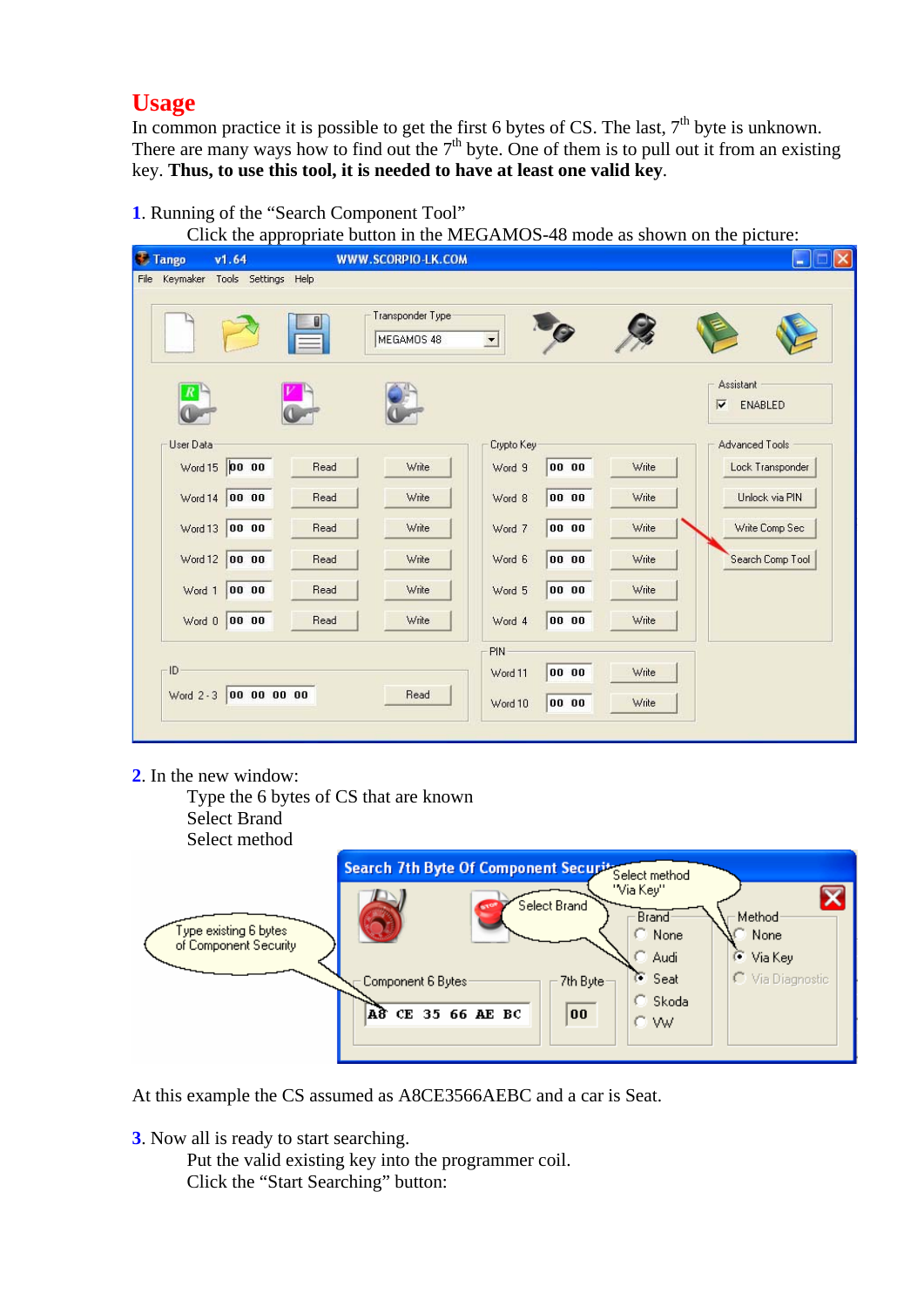# Usage

In common practice it is possible to get the first 6 bytes of CS. The last, 7th byte is unknown. There are many ways how to find out the 7th byte. One of them is to pull out it from an existing key. **Thus, to use this tool, it is needed to have at least one valid key**.

1. Running of the "Search Component Tool"

   Click the appropriate button in the MEGAMOS-48 mode as shown on the picture:

2. In the new window:

   Type the 6 bytes of CS that are known

   Select Brand

   Select method

At this example the CS assumed as A8CE3566AEBC and a car is Seat.

3. Now all is ready to start searching.

   Put the valid existing key into the programmer coil.

   Click the "Start Searching" button: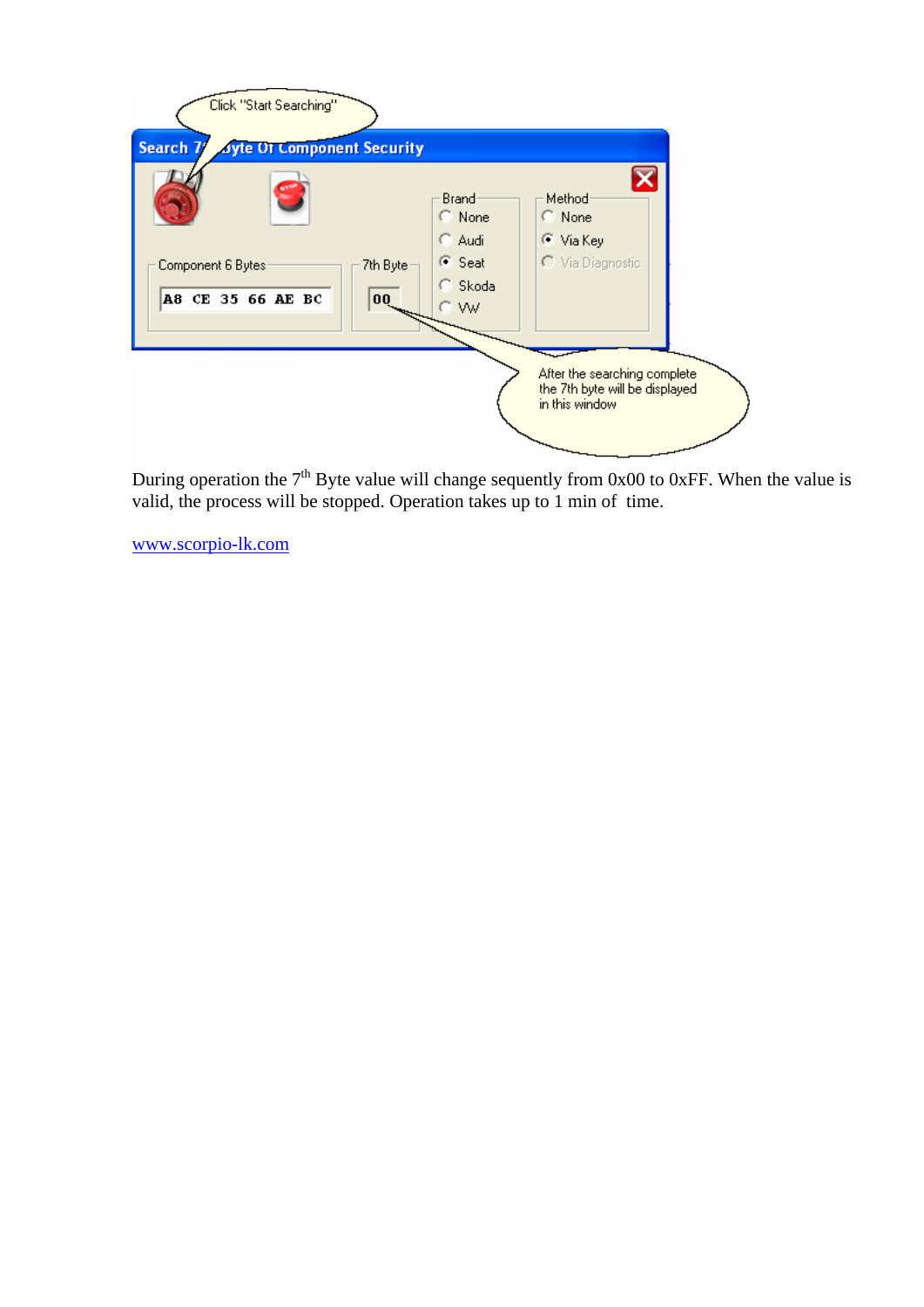Click "Start Searching"

Search 7th Byte Of Component Security

Component 6 Bytes

A8 CE 35 66 AE BC

7th Byte

00

Brand
None
Audi
Seat
Skoda
VW

Method
None
Via Key
Via Diagnostic

After the searching complete the 7th byte will be displayed in this window

During operation the 7th Byte value will change sequently from 0x00 to 0xFF. When the value is valid, the process will be stopped. Operation takes up to 1 min of time.

[www.scorpio-lk.com](http://www.scorpio-lk.com)